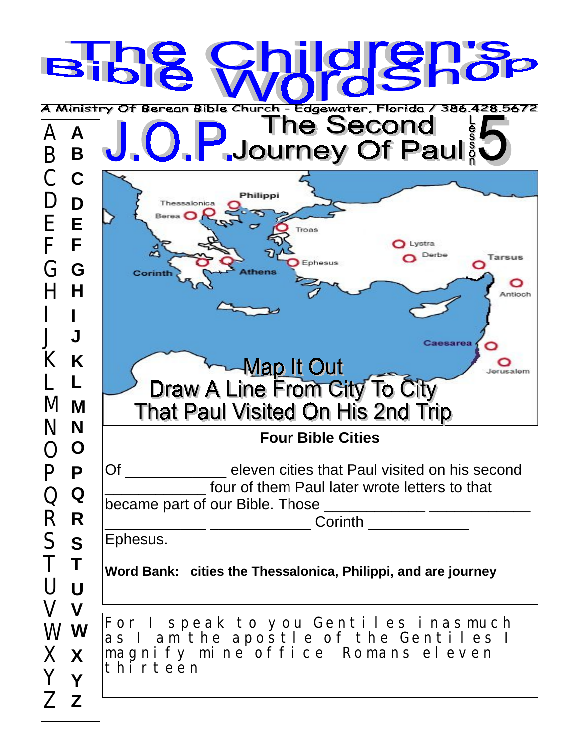# The Children's Bible WordShop

A Ministry Of Berean Bible Church - Edgewater, Florida / 386.428.5672

## J.O.P. The Second Journey Of Paul — Lesson 5

A B C D E F G H I J K L M N O P Q R S T U V W X Y Z

Thessalonica, Philippi, Berea, Troas, Lystra, Derbe, Tarsus, Antioch, Ephesus, Corinth, Athens, Caesarea, Jerusalem

### Map It Out

Draw A Line From City To City That Paul Visited On His 2nd Trip

### Four Bible Cities

Of ____________ eleven cities that Paul visited on his second ____________ four of them Paul later wrote letters to that became part of our Bible. Those ____________ ____________ ____________ ____________ Corinth ____________ Ephesus.

**Word Bank: cities the Thessalonica, Philippi, and are journey**

F o r I s p e a k t o y o u G e n t i l e s i n a s m u c h a s I a m t h e a p o s t l e o f t h e G e n t i l e s I m a g n i f y m i n e o f f i c e R o m a n s e l e v e n t h i r t e e n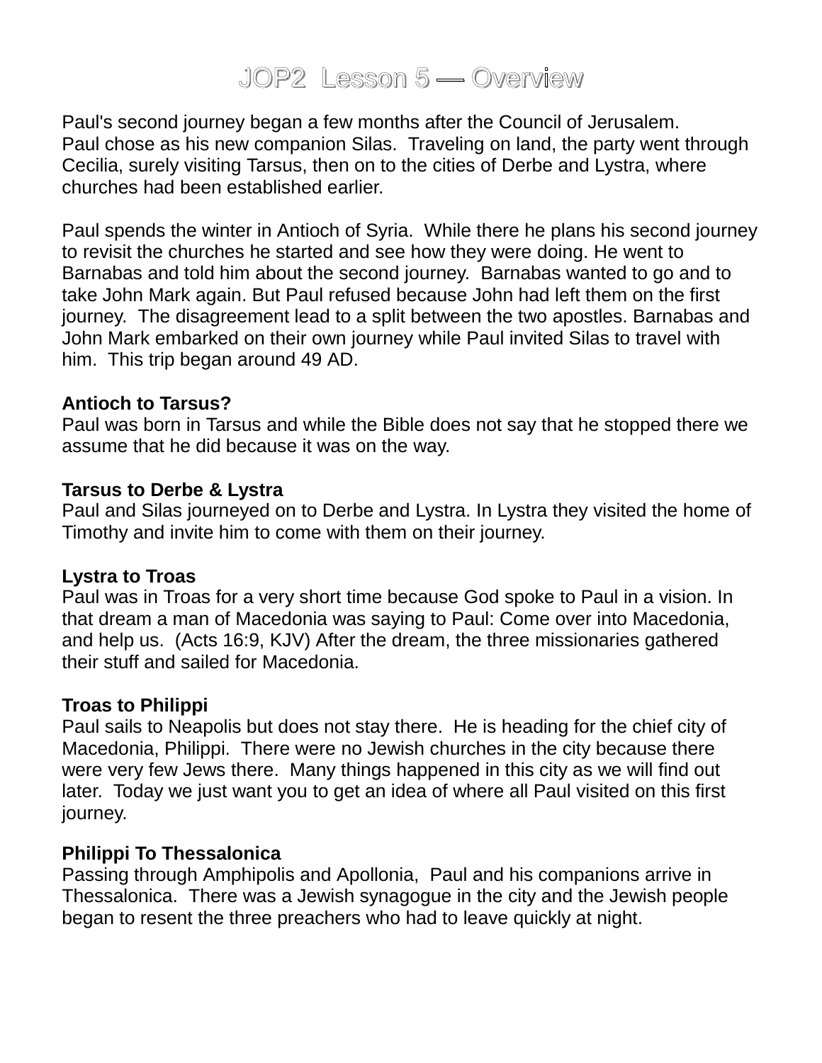# JOP2 Lesson 5 — Overview

Paul's second journey began a few months after the Council of Jerusalem. Paul chose as his new companion Silas. Traveling on land, the party went through Cecilia, surely visiting Tarsus, then on to the cities of Derbe and Lystra, where churches had been established earlier.

Paul spends the winter in Antioch of Syria. While there he plans his second journey to revisit the churches he started and see how they were doing. He went to Barnabas and told him about the second journey. Barnabas wanted to go and to take John Mark again. But Paul refused because John had left them on the first journey. The disagreement lead to a split between the two apostles. Barnabas and John Mark embarked on their own journey while Paul invited Silas to travel with him. This trip began around 49 AD.

**Antioch to Tarsus?**
Paul was born in Tarsus and while the Bible does not say that he stopped there we assume that he did because it was on the way.

**Tarsus to Derbe & Lystra**
Paul and Silas journeyed on to Derbe and Lystra. In Lystra they visited the home of Timothy and invite him to come with them on their journey.

**Lystra to Troas**
Paul was in Troas for a very short time because God spoke to Paul in a vision. In that dream a man of Macedonia was saying to Paul: Come over into Macedonia, and help us. (Acts 16:9, KJV) After the dream, the three missionaries gathered their stuff and sailed for Macedonia.

**Troas to Philippi**
Paul sails to Neapolis but does not stay there. He is heading for the chief city of Macedonia, Philippi. There were no Jewish churches in the city because there were very few Jews there. Many things happened in this city as we will find out later. Today we just want you to get an idea of where all Paul visited on this first journey.

**Philippi To Thessalonica**
Passing through Amphipolis and Apollonia, Paul and his companions arrive in Thessalonica. There was a Jewish synagogue in the city and the Jewish people began to resent the three preachers who had to leave quickly at night.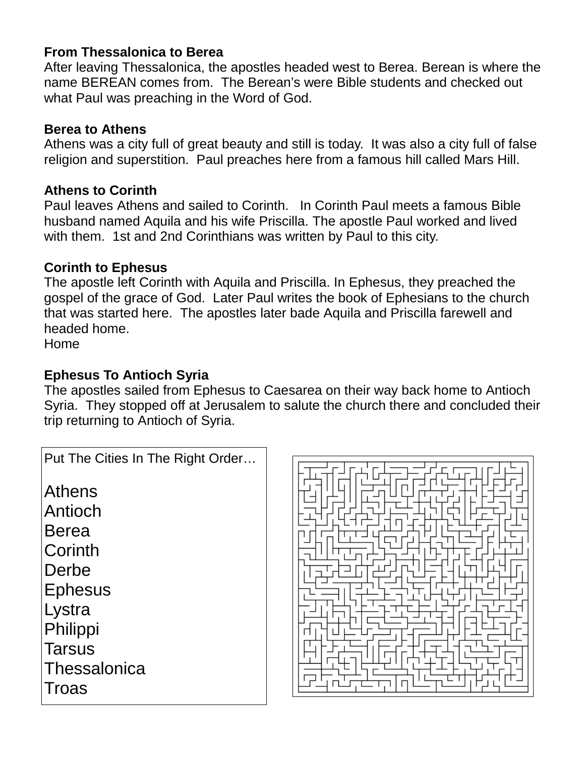**From Thessalonica to Berea**
After leaving Thessalonica, the apostles headed west to Berea. Berean is where the name BEREAN comes from. The Berean's were Bible students and checked out what Paul was preaching in the Word of God.

**Berea to Athens**
Athens was a city full of great beauty and still is today. It was also a city full of false religion and superstition. Paul preaches here from a famous hill called Mars Hill.

**Athens to Corinth**
Paul leaves Athens and sailed to Corinth. In Corinth Paul meets a famous Bible husband named Aquila and his wife Priscilla. The apostle Paul worked and lived with them. 1st and 2nd Corinthians was written by Paul to this city.

**Corinth to Ephesus**
The apostle left Corinth with Aquila and Priscilla. In Ephesus, they preached the gospel of the grace of God. Later Paul writes the book of Ephesians to the church that was started here. The apostles later bade Aquila and Priscilla farewell and headed home.
Home

**Ephesus To Antioch Syria**
The apostles sailed from Ephesus to Caesarea on their way back home to Antioch Syria. They stopped off at Jerusalem to salute the church there and concluded their trip returning to Antioch of Syria.

Put The Cities In The Right Order…

Athens
Antioch
Berea
Corinth
Derbe
Ephesus
Lystra
Philippi
Tarsus
Thessalonica
Troas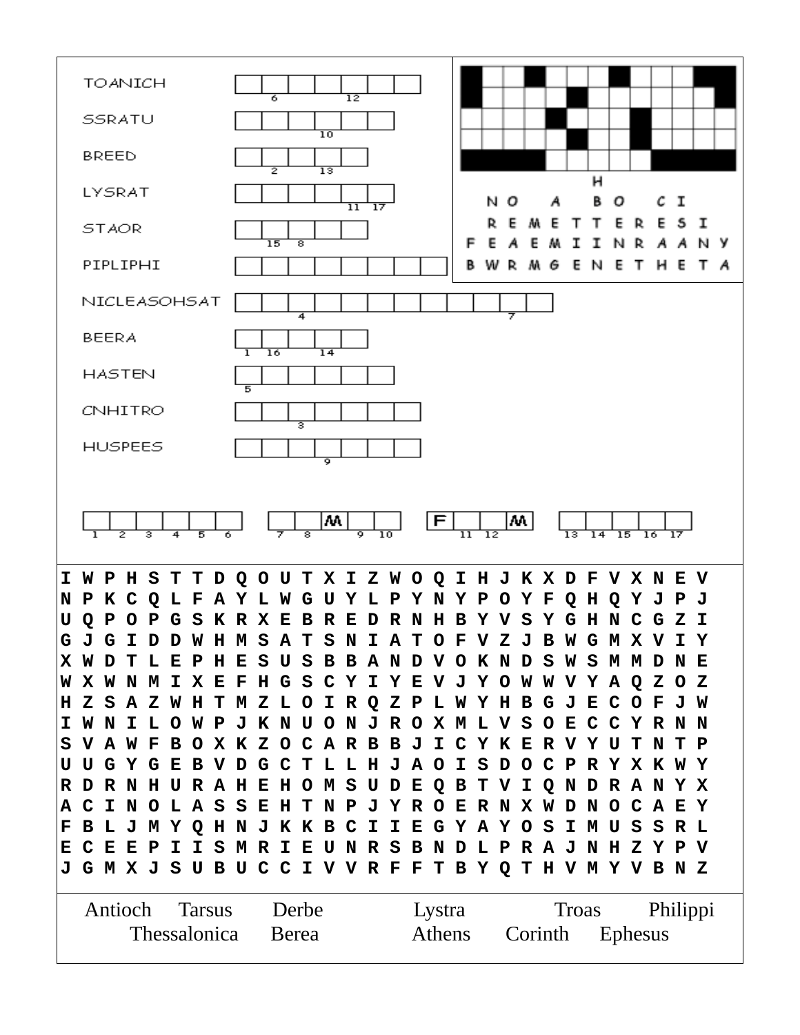| Scrambled word | Numbered letters |
| --- | --- |
| TOANICH | 6, 12 |
| SSRATU | 10 |
| BREED | 2, 13 |
| LYSRAT | 11, 17 |
| STAOR | 15, 8 |
| PIPLIPHI | |
| NICLEASOHSAT | 4, 7 |
| BEERA | 1, 16, 14 |
| HASTEN | 5 |
| CNHITRO | 3 |
| HUSPEES | 9 |

_ _ _ _ _ _ (1 2 3 4 5 6)   _ _ M _ _ (7 8 9 10)   F _ _ M (11 12)   _ _ _ _ _ (13 14 15 16 17)

H

N O A B O C I

R E M E T T E R E S I

F E A E M I I N R A A N Y

B W R M G E N E T H E T A

```
I W P H S T T D Q O U T X I Z W O Q I H J K X D F V X N E V
N P K C Q L F A Y L W G U Y L P Y N Y P O Y F Q H Q Y J P J
U Q P O P G S K R X E B R E D R N H B Y V S Y G H N C G Z I
G J G I D D W H M S A T S N I A T O F V Z J B W G M X V I Y
X W D T L E P H E S U S B B A N D V O K N D S W S M M D N E
W X W N M I X E F H G S C Y I Y E V J Y O W W V Y A Q Z O Z
H Z S A Z W H T M Z L O I R Q Z P L W Y H B G J E C O F J W
I W N I L O W P J K N U O N J R O X M L V S O E C C Y R N N
S V A W F B O X K Z O C A R B B J I C Y K E R V Y U T N T P
U U G Y G E B V D G C T L L H J A O I S D O C P R Y X K W Y
R D R N H U R A H E H O M S U D E Q B T V I Q N D R A N Y X
A C I N O L A S S E H T N P J Y R O E R N X W D N O C A E Y
F B L J M Y Q H N J K K B C I I E G Y A Y O S I M U S S R L
E C E E P I I S M R I E U N R S B N D L P R A J N H Z Y P V
J G M X J S U B U C C I V V R F F T B Y Q T H V M Y V B N Z
```

Antioch Tarsus Derbe Lystra Troas Philippi
Thessalonica Berea Athens Corinth Ephesus